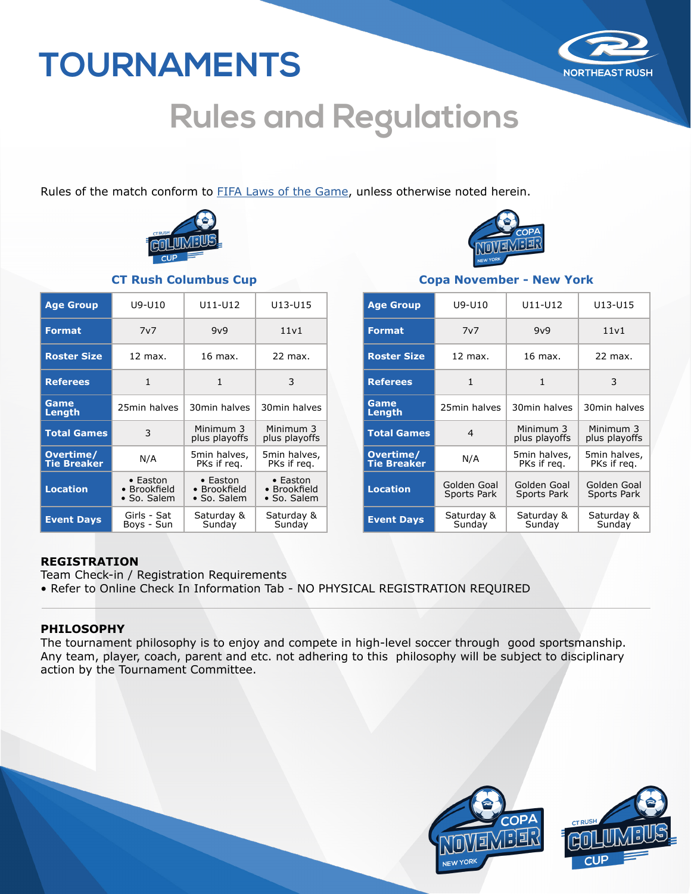# TOURNAMENTS

## Rules and Regulations

Rules of the match conform to FIFA Laws of the Game, unless otherwise noted herein.

### CT Rush Columbus Cup

| Age Group | U9-U10 | U11-U12 | U13-U15 |
|---|---|---|---|
| Format | 7v7 | 9v9 | 11v1 |
| Roster Size | 12 max. | 16 max. | 22 max. |
| Referees | 1 | 1 | 3 |
| Game Length | 25min halves | 30min halves | 30min halves |
| Total Games | 3 | Minimum 3 plus playoffs | Minimum 3 plus playoffs |
| Overtime/ Tie Breaker | N/A | 5min halves, PKs if req. | 5min halves, PKs if req. |
| Location | • Easton • Brookfield • So. Salem | • Easton • Brookfield • So. Salem | • Easton • Brookfield • So. Salem |
| Event Days | Girls - Sat Boys - Sun | Saturday & Sunday | Saturday & Sunday |

### Copa November - New York

| Age Group | U9-U10 | U11-U12 | U13-U15 |
|---|---|---|---|
| Format | 7v7 | 9v9 | 11v1 |
| Roster Size | 12 max. | 16 max. | 22 max. |
| Referees | 1 | 1 | 3 |
| Game Length | 25min halves | 30min halves | 30min halves |
| Total Games | 4 | Minimum 3 plus playoffs | Minimum 3 plus playoffs |
| Overtime/ Tie Breaker | N/A | 5min halves, PKs if req. | 5min halves, PKs if req. |
| Location | Golden Goal Sports Park | Golden Goal Sports Park | Golden Goal Sports Park |
| Event Days | Saturday & Sunday | Saturday & Sunday | Saturday & Sunday |

**REGISTRATION**

Team Check-in / Registration Requirements

- Refer to Online Check In Information Tab - NO PHYSICAL REGISTRATION REQUIRED

---

**PHILOSOPHY**

The tournament philosophy is to enjoy and compete in high-level soccer through good sportsmanship. Any team, player, coach, parent and etc. not adhering to this philosophy will be subject to disciplinary action by the Tournament Committee.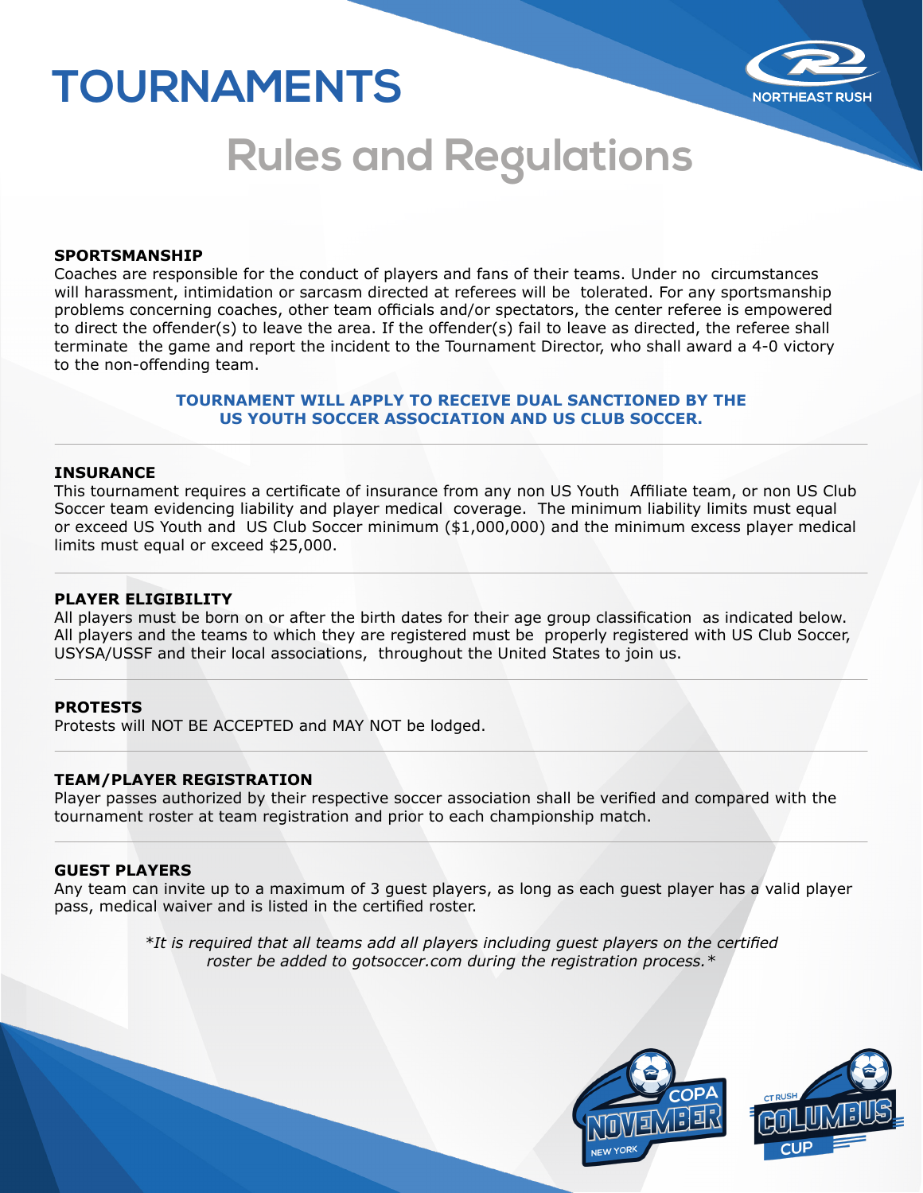# TOURNAMENTS

## Rules and Regulations

### SPORTSMANSHIP

Coaches are responsible for the conduct of players and fans of their teams. Under no circumstances will harassment, intimidation or sarcasm directed at referees will be tolerated. For any sportsmanship problems concerning coaches, other team officials and/or spectators, the center referee is empowered to direct the offender(s) to leave the area. If the offender(s) fail to leave as directed, the referee shall terminate the game and report the incident to the Tournament Director, who shall award a 4-0 victory to the non-offending team.

**TOURNAMENT WILL APPLY TO RECEIVE DUAL SANCTIONED BY THE US YOUTH SOCCER ASSOCIATION AND US CLUB SOCCER.**

### INSURANCE

This tournament requires a certificate of insurance from any non US Youth Affiliate team, or non US Club Soccer team evidencing liability and player medical coverage. The minimum liability limits must equal or exceed US Youth and US Club Soccer minimum ($1,000,000) and the minimum excess player medical limits must equal or exceed $25,000.

### PLAYER ELIGIBILITY

All players must be born on or after the birth dates for their age group classification as indicated below. All players and the teams to which they are registered must be properly registered with US Club Soccer, USYSA/USSF and their local associations, throughout the United States to join us.

### PROTESTS

Protests will NOT BE ACCEPTED and MAY NOT be lodged.

### TEAM/PLAYER REGISTRATION

Player passes authorized by their respective soccer association shall be verified and compared with the tournament roster at team registration and prior to each championship match.

### GUEST PLAYERS

Any team can invite up to a maximum of 3 guest players, as long as each guest player has a valid player pass, medical waiver and is listed in the certified roster.

*\*It is required that all teams add all players including guest players on the certified roster be added to gotsoccer.com during the registration process.\**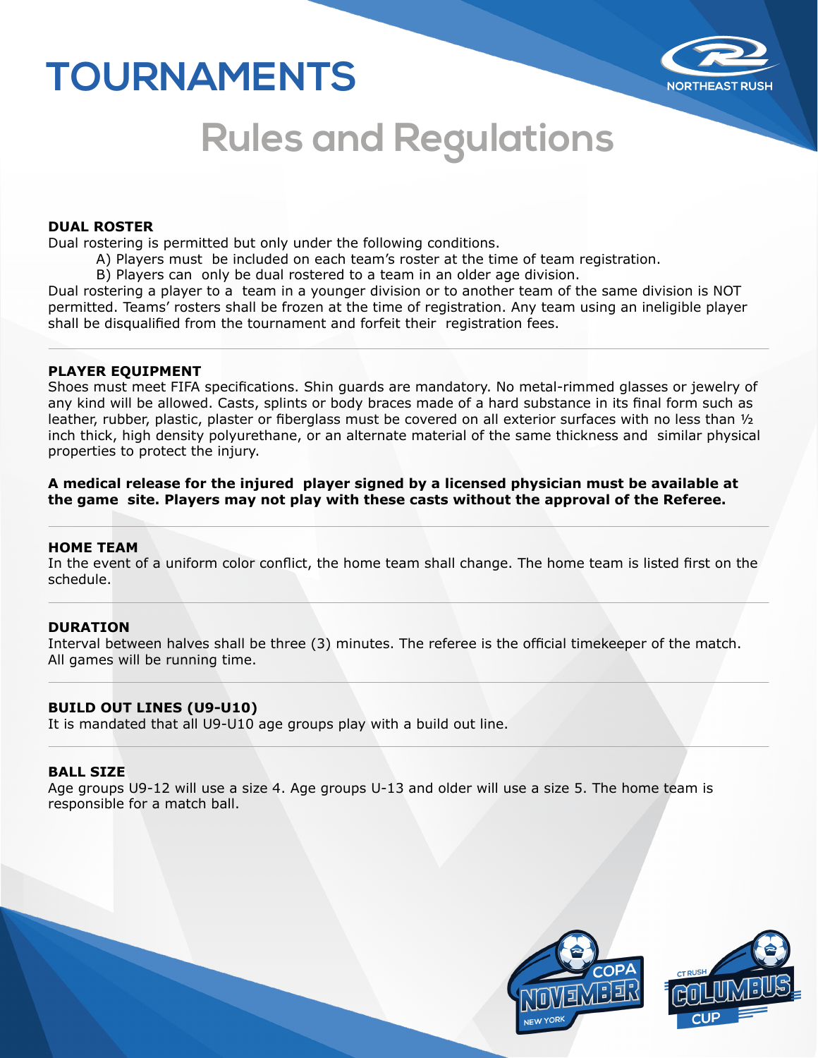# TOURNAMENTS

## Rules and Regulations

**DUAL ROSTER**

Dual rostering is permitted but only under the following conditions.

A) Players must be included on each team's roster at the time of team registration.

B) Players can only be dual rostered to a team in an older age division.

Dual rostering a player to a team in a younger division or to another team of the same division is NOT permitted. Teams' rosters shall be frozen at the time of registration. Any team using an ineligible player shall be disqualified from the tournament and forfeit their registration fees.

---

**PLAYER EQUIPMENT**

Shoes must meet FIFA specifications. Shin guards are mandatory. No metal-rimmed glasses or jewelry of any kind will be allowed. Casts, splints or body braces made of a hard substance in its final form such as leather, rubber, plastic, plaster or fiberglass must be covered on all exterior surfaces with no less than ½ inch thick, high density polyurethane, or an alternate material of the same thickness and similar physical properties to protect the injury.

**A medical release for the injured player signed by a licensed physician must be available at the game site. Players may not play with these casts without the approval of the Referee.**

---

**HOME TEAM**

In the event of a uniform color conflict, the home team shall change. The home team is listed first on the schedule.

---

**DURATION**

Interval between halves shall be three (3) minutes. The referee is the official timekeeper of the match. All games will be running time.

---

**BUILD OUT LINES (U9-U10)**

It is mandated that all U9-U10 age groups play with a build out line.

---

**BALL SIZE**

Age groups U9-12 will use a size 4. Age groups U-13 and older will use a size 5. The home team is responsible for a match ball.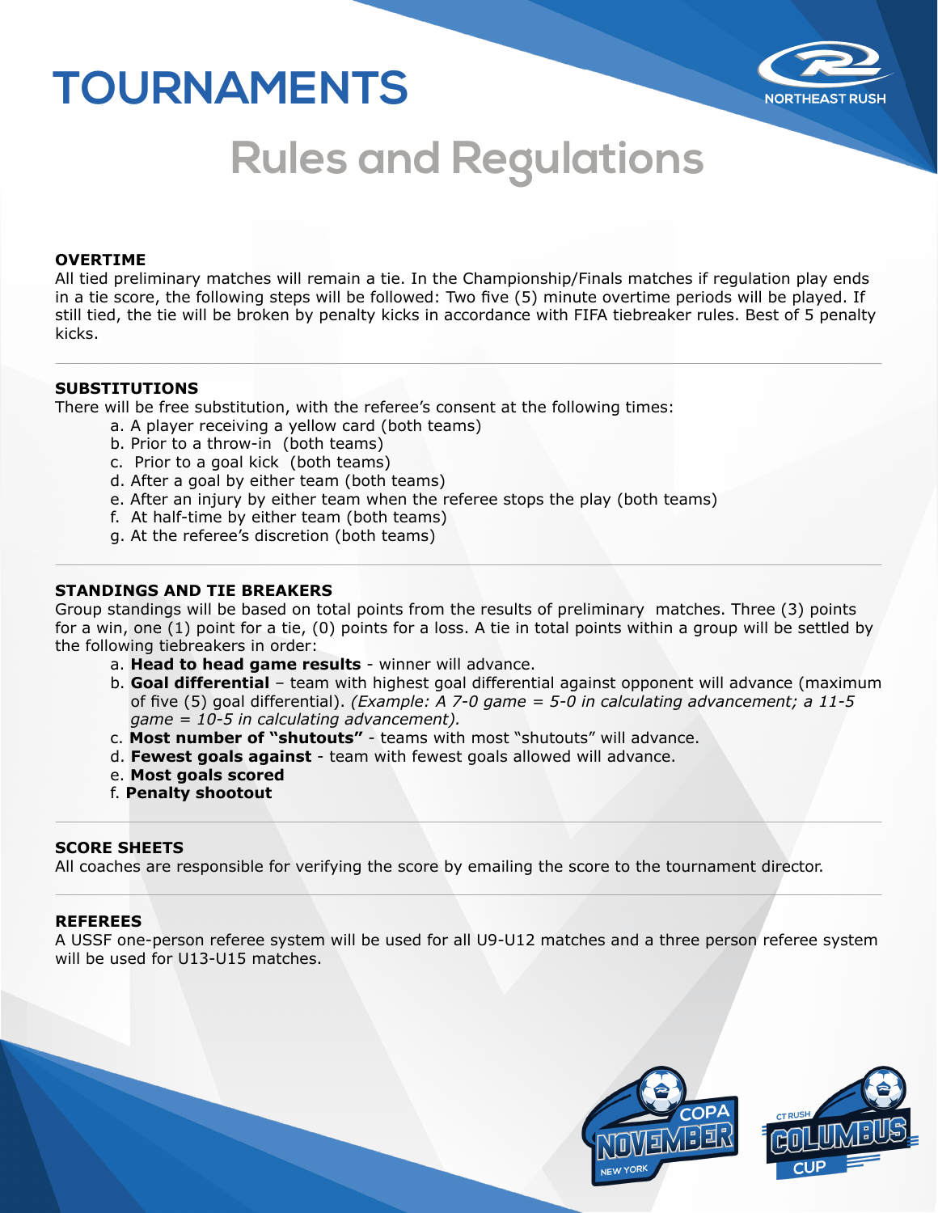# TOURNAMENTS

## Rules and Regulations

**OVERTIME**

All tied preliminary matches will remain a tie. In the Championship/Finals matches if regulation play ends in a tie score, the following steps will be followed: Two five (5) minute overtime periods will be played. If still tied, the tie will be broken by penalty kicks in accordance with FIFA tiebreaker rules. Best of 5 penalty kicks.

**SUBSTITUTIONS**

There will be free substitution, with the referee's consent at the following times:

a. A player receiving a yellow card (both teams)
b. Prior to a throw-in (both teams)
c. Prior to a goal kick (both teams)
d. After a goal by either team (both teams)
e. After an injury by either team when the referee stops the play (both teams)
f. At half-time by either team (both teams)
g. At the referee's discretion (both teams)

**STANDINGS AND TIE BREAKERS**

Group standings will be based on total points from the results of preliminary matches. Three (3) points for a win, one (1) point for a tie, (0) points for a loss. A tie in total points within a group will be settled by the following tiebreakers in order:

a. **Head to head game results** - winner will advance.
b. **Goal differential** – team with highest goal differential against opponent will advance (maximum of five (5) goal differential). *(Example: A 7-0 game = 5-0 in calculating advancement; a 11-5 game = 10-5 in calculating advancement).*
c. **Most number of "shutouts"** - teams with most "shutouts" will advance.
d. **Fewest goals against** - team with fewest goals allowed will advance.
e. **Most goals scored**
f. **Penalty shootout**

**SCORE SHEETS**

All coaches are responsible for verifying the score by emailing the score to the tournament director.

**REFEREES**

A USSF one-person referee system will be used for all U9-U12 matches and a three person referee system will be used for U13-U15 matches.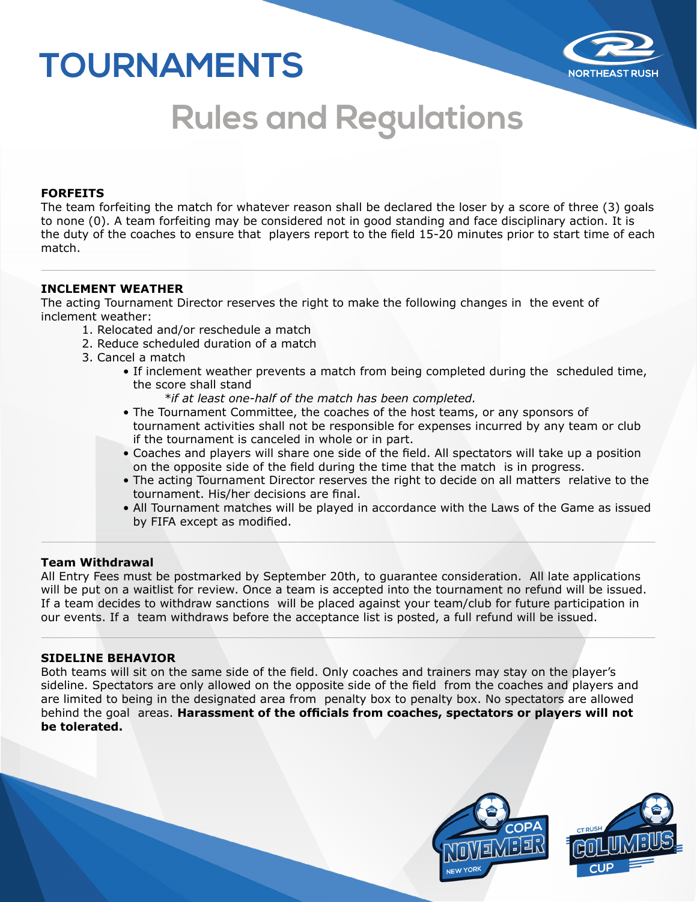# TOURNAMENTS

## Rules and Regulations

**FORFEITS**

The team forfeiting the match for whatever reason shall be declared the loser by a score of three (3) goals to none (0). A team forfeiting may be considered not in good standing and face disciplinary action. It is the duty of the coaches to ensure that players report to the field 15-20 minutes prior to start time of each match.

---

**INCLEMENT WEATHER**

The acting Tournament Director reserves the right to make the following changes in the event of inclement weather:

1. Relocated and/or reschedule a match
2. Reduce scheduled duration of a match
3. Cancel a match
   - If inclement weather prevents a match from being completed during the scheduled time, the score shall stand
     *\*if at least one-half of the match has been completed.*
   - The Tournament Committee, the coaches of the host teams, or any sponsors of tournament activities shall not be responsible for expenses incurred by any team or club if the tournament is canceled in whole or in part.
   - Coaches and players will share one side of the field. All spectators will take up a position on the opposite side of the field during the time that the match is in progress.
   - The acting Tournament Director reserves the right to decide on all matters relative to the tournament. His/her decisions are final.
   - All Tournament matches will be played in accordance with the Laws of the Game as issued by FIFA except as modified.

---

**Team Withdrawal**

All Entry Fees must be postmarked by September 20th, to guarantee consideration. All late applications will be put on a waitlist for review. Once a team is accepted into the tournament no refund will be issued. If a team decides to withdraw sanctions will be placed against your team/club for future participation in our events. If a team withdraws before the acceptance list is posted, a full refund will be issued.

---

**SIDELINE BEHAVIOR**

Both teams will sit on the same side of the field. Only coaches and trainers may stay on the player's sideline. Spectators are only allowed on the opposite side of the field from the coaches and players and are limited to being in the designated area from penalty box to penalty box. No spectators are allowed behind the goal areas. **Harassment of the officials from coaches, spectators or players will not be tolerated.**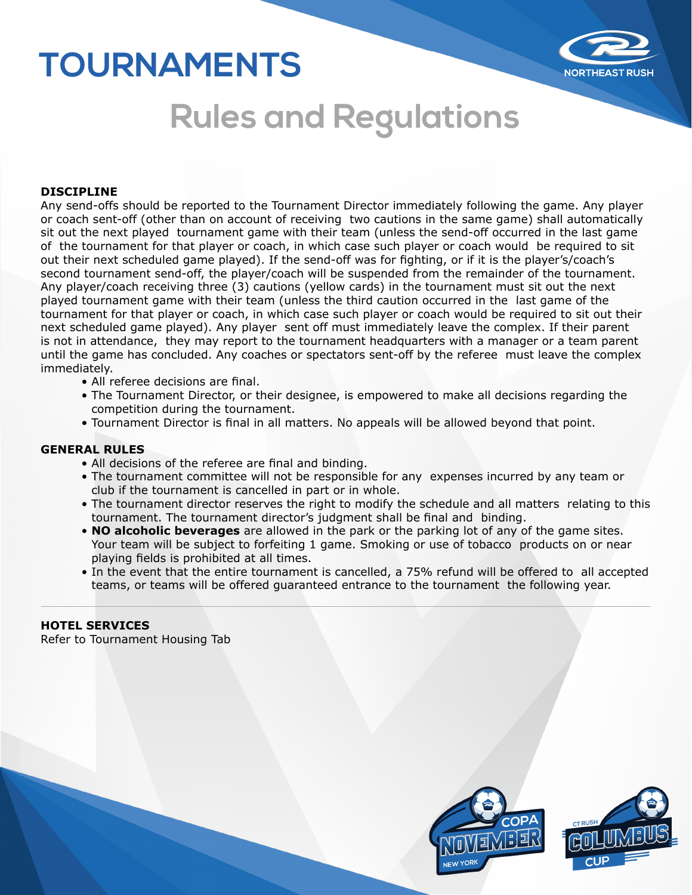# TOURNAMENTS

## Rules and Regulations

**DISCIPLINE**

Any send-offs should be reported to the Tournament Director immediately following the game. Any player or coach sent-off (other than on account of receiving two cautions in the same game) shall automatically sit out the next played tournament game with their team (unless the send-off occurred in the last game of the tournament for that player or coach, in which case such player or coach would be required to sit out their next scheduled game played). If the send-off was for fighting, or if it is the player's/coach's second tournament send-off, the player/coach will be suspended from the remainder of the tournament. Any player/coach receiving three (3) cautions (yellow cards) in the tournament must sit out the next played tournament game with their team (unless the third caution occurred in the last game of the tournament for that player or coach, in which case such player or coach would be required to sit out their next scheduled game played). Any player sent off must immediately leave the complex. If their parent is not in attendance, they may report to the tournament headquarters with a manager or a team parent until the game has concluded. Any coaches or spectators sent-off by the referee must leave the complex immediately.

- All referee decisions are final.
- The Tournament Director, or their designee, is empowered to make all decisions regarding the competition during the tournament.
- Tournament Director is final in all matters. No appeals will be allowed beyond that point.

**GENERAL RULES**

- All decisions of the referee are final and binding.
- The tournament committee will not be responsible for any expenses incurred by any team or club if the tournament is cancelled in part or in whole.
- The tournament director reserves the right to modify the schedule and all matters relating to this tournament. The tournament director's judgment shall be final and binding.
- **NO alcoholic beverages** are allowed in the park or the parking lot of any of the game sites. Your team will be subject to forfeiting 1 game. Smoking or use of tobacco products on or near playing fields is prohibited at all times.
- In the event that the entire tournament is cancelled, a 75% refund will be offered to all accepted teams, or teams will be offered guaranteed entrance to the tournament the following year.

---

**HOTEL SERVICES**

Refer to Tournament Housing Tab